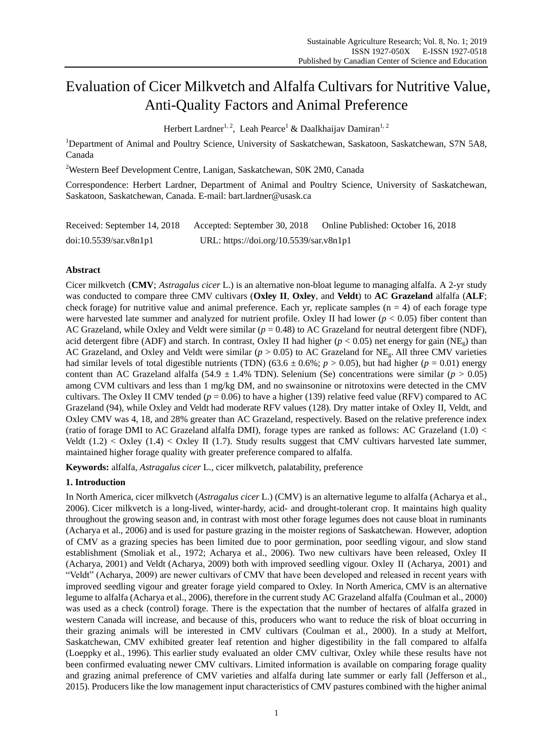# Evaluation of Cicer Milkvetch and Alfalfa Cultivars for Nutritive Value, Anti-Quality Factors and Animal Preference

Herbert Lardner[1, 2], Leah Pearce[1] & Daalkhaijav Damiran[1, 2]

[1]Department of Animal and Poultry Science, University of Saskatchewan, Saskatoon, Saskatchewan, S7N 5A8, Canada

[2]Western Beef Development Centre, Lanigan, Saskatchewan, S0K 2M0, Canada

Correspondence: Herbert Lardner, Department of Animal and Poultry Science, University of Saskatchewan, Saskatoon, Saskatchewan, Canada. E-mail: bart.lardner@usask.ca

Received: September 14, 2018 Accepted: September 30, 2018 Online Published: October 16, 2018

doi:10.5539/sar.v8n1p1 URL: https://doi.org/10.5539/sar.v8n1p1

## Abstract

Cicer milkvetch (**CMV**; *Astragalus cicer* L.) is an alternative non-bloat legume to managing alfalfa. A 2-yr study was conducted to compare three CMV cultivars (**Oxley II**, **Oxley**, and **Veldt**) to **AC Grazeland** alfalfa (**ALF**; check forage) for nutritive value and animal preference. Each yr, replicate samples (n = 4) of each forage type were harvested late summer and analyzed for nutrient profile. Oxley II had lower ($p < 0.05$) fiber content than AC Grazeland, while Oxley and Veldt were similar ($p = 0.48$) to AC Grazeland for neutral detergent fibre (NDF), acid detergent fibre (ADF) and starch. In contrast, Oxley II had higher ($p < 0.05$) net energy for gain ($NE_g$) than AC Grazeland, and Oxley and Veldt were similar ($p > 0.05$) to AC Grazeland for $NE_g$. All three CMV varieties had similar levels of total digestible nutrients (TDN) (63.6 ± 0.6%; $p > 0.05$), but had higher ($p = 0.01$) energy content than AC Grazeland alfalfa (54.9 ± 1.4% TDN). Selenium (Se) concentrations were similar ($p > 0.05$) among CVM cultivars and less than 1 mg/kg DM, and no swainsonine or nitrotoxins were detected in the CMV cultivars. The Oxley II CMV tended ($p = 0.06$) to have a higher (139) relative feed value (RFV) compared to AC Grazeland (94), while Oxley and Veldt had moderate RFV values (128). Dry matter intake of Oxley II, Veldt, and Oxley CMV was 4, 18, and 28% greater than AC Grazeland, respectively. Based on the relative preference index (ratio of forage DMI to AC Grazeland alfalfa DMI), forage types are ranked as follows: AC Grazeland (1.0) < Veldt (1.2) < Oxley (1.4) < Oxley II (1.7). Study results suggest that CMV cultivars harvested late summer, maintained higher forage quality with greater preference compared to alfalfa.

**Keywords:** alfalfa, *Astragalus cicer* L., cicer milkvetch, palatability, preference

## 1. Introduction

In North America, cicer milkvetch (*Astragalus cicer* L.) (CMV) is an alternative legume to alfalfa (Acharya et al., 2006). Cicer milkvetch is a long-lived, winter-hardy, acid- and drought-tolerant crop. It maintains high quality throughout the growing season and, in contrast with most other forage legumes does not cause bloat in ruminants (Acharya et al., 2006) and is used for pasture grazing in the moister regions of Saskatchewan. However, adoption of CMV as a grazing species has been limited due to poor germination, poor seedling vigour, and slow stand establishment (Smoliak et al., 1972; Acharya et al., 2006). Two new cultivars have been released, Oxley II (Acharya, 2001) and Veldt (Acharya, 2009) both with improved seedling vigour. Oxley II (Acharya, 2001) and "Veldt" (Acharya, 2009) are newer cultivars of CMV that have been developed and released in recent years with improved seedling vigour and greater forage yield compared to Oxley. In North America, CMV is an alternative legume to alfalfa (Acharya et al., 2006), therefore in the current study AC Grazeland alfalfa (Coulman et al., 2000) was used as a check (control) forage. There is the expectation that the number of hectares of alfalfa grazed in western Canada will increase, and because of this, producers who want to reduce the risk of bloat occurring in their grazing animals will be interested in CMV cultivars (Coulman et al., 2000). In a study at Melfort, Saskatchewan, CMV exhibited greater leaf retention and higher digestibility in the fall compared to alfalfa (Loeppky et al., 1996). This earlier study evaluated an older CMV cultivar, Oxley while these results have not been confirmed evaluating newer CMV cultivars. Limited information is available on comparing forage quality and grazing animal preference of CMV varieties and alfalfa during late summer or early fall (Jefferson et al., 2015). Producers like the low management input characteristics of CMV pastures combined with the higher animal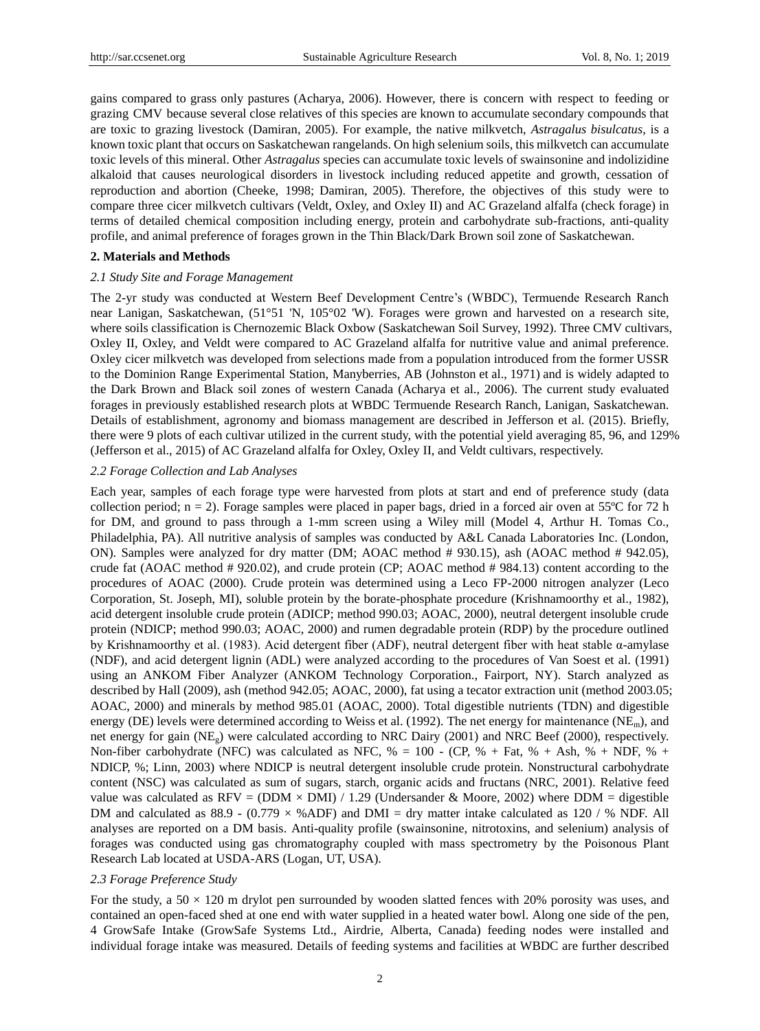gains compared to grass only pastures (Acharya, 2006). However, there is concern with respect to feeding or grazing CMV because several close relatives of this species are known to accumulate secondary compounds that are toxic to grazing livestock (Damiran, 2005). For example, the native milkvetch, *Astragalus bisulcatus*, is a known toxic plant that occurs on Saskatchewan rangelands. On high selenium soils, this milkvetch can accumulate toxic levels of this mineral. Other *Astragalus* species can accumulate toxic levels of swainsonine and indolizidine alkaloid that causes neurological disorders in livestock including reduced appetite and growth, cessation of reproduction and abortion (Cheeke, 1998; Damiran, 2005). Therefore, the objectives of this study were to compare three cicer milkvetch cultivars (Veldt, Oxley, and Oxley II) and AC Grazeland alfalfa (check forage) in terms of detailed chemical composition including energy, protein and carbohydrate sub-fractions, anti-quality profile, and animal preference of forages grown in the Thin Black/Dark Brown soil zone of Saskatchewan.

## 2. Materials and Methods

### *2.1 Study Site and Forage Management*

The 2-yr study was conducted at Western Beef Development Centre's (WBDC), Termuende Research Ranch near Lanigan, Saskatchewan, (51°51 'N, 105°02 'W). Forages were grown and harvested on a research site, where soils classification is Chernozemic Black Oxbow (Saskatchewan Soil Survey, 1992). Three CMV cultivars, Oxley II, Oxley, and Veldt were compared to AC Grazeland alfalfa for nutritive value and animal preference. Oxley cicer milkvetch was developed from selections made from a population introduced from the former USSR to the Dominion Range Experimental Station, Manyberries, AB (Johnston et al., 1971) and is widely adapted to the Dark Brown and Black soil zones of western Canada (Acharya et al., 2006). The current study evaluated forages in previously established research plots at WBDC Termuende Research Ranch, Lanigan, Saskatchewan. Details of establishment, agronomy and biomass management are described in Jefferson et al. (2015). Briefly, there were 9 plots of each cultivar utilized in the current study, with the potential yield averaging 85, 96, and 129% (Jefferson et al., 2015) of AC Grazeland alfalfa for Oxley, Oxley II, and Veldt cultivars, respectively.

### *2.2 Forage Collection and Lab Analyses*

Each year, samples of each forage type were harvested from plots at start and end of preference study (data collection period; n = 2). Forage samples were placed in paper bags, dried in a forced air oven at 55ºC for 72 h for DM, and ground to pass through a 1-mm screen using a Wiley mill (Model 4, Arthur H. Tomas Co., Philadelphia, PA). All nutritive analysis of samples was conducted by A&L Canada Laboratories Inc. (London, ON). Samples were analyzed for dry matter (DM; AOAC method # 930.15), ash (AOAC method # 942.05), crude fat (AOAC method # 920.02), and crude protein (CP; AOAC method # 984.13) content according to the procedures of AOAC (2000). Crude protein was determined using a Leco FP-2000 nitrogen analyzer (Leco Corporation, St. Joseph, MI), soluble protein by the borate-phosphate procedure (Krishnamoorthy et al., 1982), acid detergent insoluble crude protein (ADICP; method 990.03; AOAC, 2000), neutral detergent insoluble crude protein (NDICP; method 990.03; AOAC, 2000) and rumen degradable protein (RDP) by the procedure outlined by Krishnamoorthy et al. (1983). Acid detergent fiber (ADF), neutral detergent fiber with heat stable α-amylase (NDF), and acid detergent lignin (ADL) were analyzed according to the procedures of Van Soest et al. (1991) using an ANKOM Fiber Analyzer (ANKOM Technology Corporation., Fairport, NY). Starch analyzed as described by Hall (2009), ash (method 942.05; AOAC, 2000), fat using a tecator extraction unit (method 2003.05; AOAC, 2000) and minerals by method 985.01 (AOAC, 2000). Total digestible nutrients (TDN) and digestible energy (DE) levels were determined according to Weiss et al. (1992). The net energy for maintenance ($NE_m$), and net energy for gain ($NE_g$) were calculated according to NRC Dairy (2001) and NRC Beef (2000), respectively. Non-fiber carbohydrate (NFC) was calculated as NFC, % = 100 - (CP, % + Fat, % + Ash, % + NDF, % + NDICP, %; Linn, 2003) where NDICP is neutral detergent insoluble crude protein. Nonstructural carbohydrate content (NSC) was calculated as sum of sugars, starch, organic acids and fructans (NRC, 2001). Relative feed value was calculated as RFV = (DDM × DMI) / 1.29 (Undersander & Moore, 2002) where DDM = digestible DM and calculated as 88.9 - (0.779 × %ADF) and DMI = dry matter intake calculated as 120 / % NDF. All analyses are reported on a DM basis. Anti-quality profile (swainsonine, nitrotoxins, and selenium) analysis of forages was conducted using gas chromatography coupled with mass spectrometry by the Poisonous Plant Research Lab located at USDA-ARS (Logan, UT, USA).

### *2.3 Forage Preference Study*

For the study, a 50 × 120 m drylot pen surrounded by wooden slatted fences with 20% porosity was uses, and contained an open-faced shed at one end with water supplied in a heated water bowl. Along one side of the pen, 4 GrowSafe Intake (GrowSafe Systems Ltd., Airdrie, Alberta, Canada) feeding nodes were installed and individual forage intake was measured. Details of feeding systems and facilities at WBDC are further described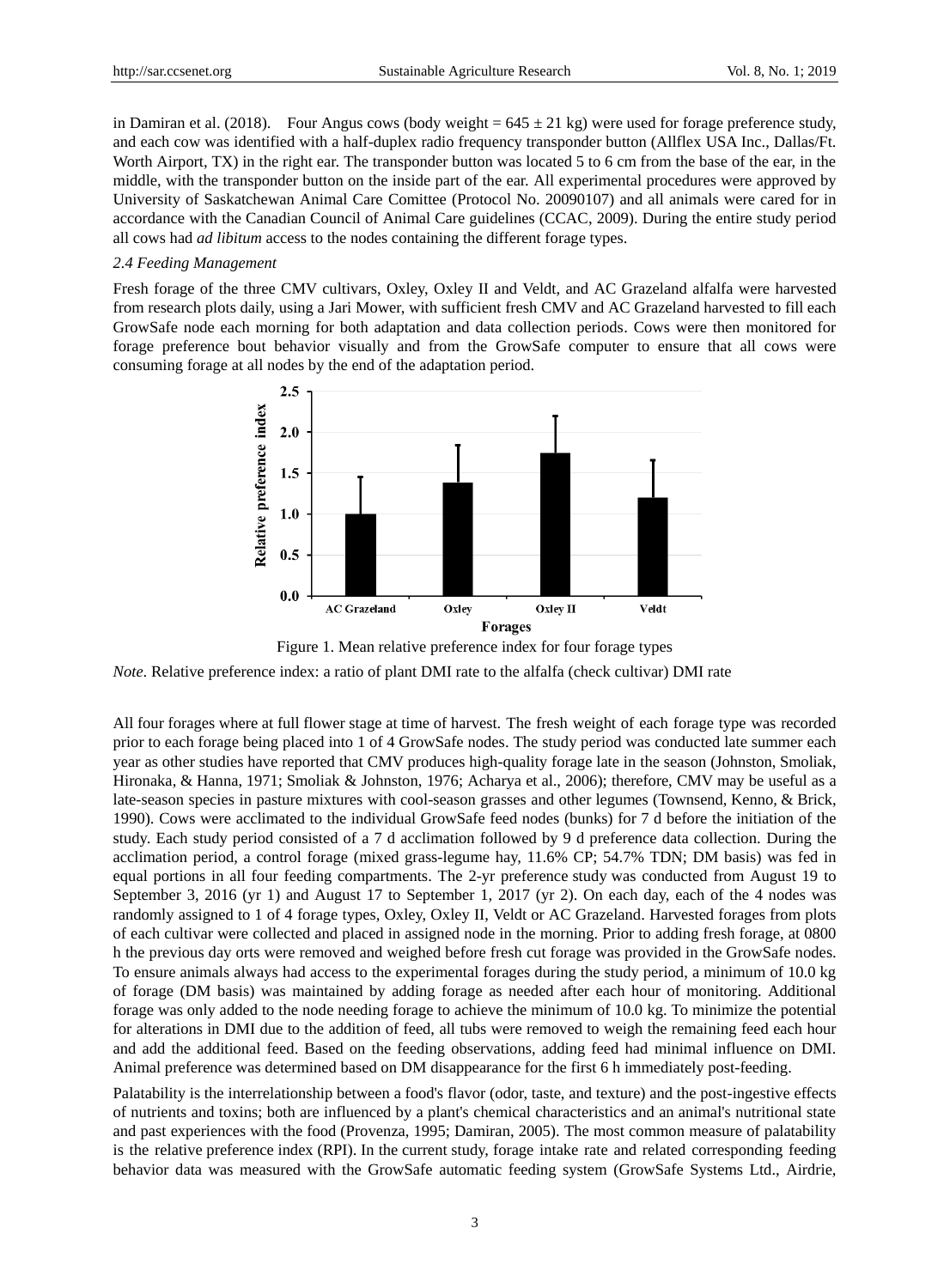in Damiran et al. (2018). Four Angus cows (body weight = 645 ± 21 kg) were used for forage preference study, and each cow was identified with a half-duplex radio frequency transponder button (Allflex USA Inc., Dallas/Ft. Worth Airport, TX) in the right ear. The transponder button was located 5 to 6 cm from the base of the ear, in the middle, with the transponder button on the inside part of the ear. All experimental procedures were approved by University of Saskatchewan Animal Care Comittee (Protocol No. 20090107) and all animals were cared for in accordance with the Canadian Council of Animal Care guidelines (CCAC, 2009). During the entire study period all cows had *ad libitum* access to the nodes containing the different forage types.

*2.4 Feeding Management*

Fresh forage of the three CMV cultivars, Oxley, Oxley II and Veldt, and AC Grazeland alfalfa were harvested from research plots daily, using a Jari Mower, with sufficient fresh CMV and AC Grazeland harvested to fill each GrowSafe node each morning for both adaptation and data collection periods. Cows were then monitored for forage preference bout behavior visually and from the GrowSafe computer to ensure that all cows were consuming forage at all nodes by the end of the adaptation period.

Figure 1. Mean relative preference index for four forage types

*Note*. Relative preference index: a ratio of plant DMI rate to the alfalfa (check cultivar) DMI rate

All four forages where at full flower stage at time of harvest. The fresh weight of each forage type was recorded prior to each forage being placed into 1 of 4 GrowSafe nodes. The study period was conducted late summer each year as other studies have reported that CMV produces high-quality forage late in the season (Johnston, Smoliak, Hironaka, & Hanna, 1971; Smoliak & Johnston, 1976; Acharya et al., 2006); therefore, CMV may be useful as a late-season species in pasture mixtures with cool-season grasses and other legumes (Townsend, Kenno, & Brick, 1990). Cows were acclimated to the individual GrowSafe feed nodes (bunks) for 7 d before the initiation of the study. Each study period consisted of a 7 d acclimation followed by 9 d preference data collection. During the acclimation period, a control forage (mixed grass-legume hay, 11.6% CP; 54.7% TDN; DM basis) was fed in equal portions in all four feeding compartments. The 2-yr preference study was conducted from August 19 to September 3, 2016 (yr 1) and August 17 to September 1, 2017 (yr 2). On each day, each of the 4 nodes was randomly assigned to 1 of 4 forage types, Oxley, Oxley II, Veldt or AC Grazeland. Harvested forages from plots of each cultivar were collected and placed in assigned node in the morning. Prior to adding fresh forage, at 0800 h the previous day orts were removed and weighed before fresh cut forage was provided in the GrowSafe nodes. To ensure animals always had access to the experimental forages during the study period, a minimum of 10.0 kg of forage (DM basis) was maintained by adding forage as needed after each hour of monitoring. Additional forage was only added to the node needing forage to achieve the minimum of 10.0 kg. To minimize the potential for alterations in DMI due to the addition of feed, all tubs were removed to weigh the remaining feed each hour and add the additional feed. Based on the feeding observations, adding feed had minimal influence on DMI. Animal preference was determined based on DM disappearance for the first 6 h immediately post-feeding.

Palatability is the interrelationship between a food's flavor (odor, taste, and texture) and the post-ingestive effects of nutrients and toxins; both are influenced by a plant's chemical characteristics and an animal's nutritional state and past experiences with the food (Provenza, 1995; Damiran, 2005). The most common measure of palatability is the relative preference index (RPI). In the current study, forage intake rate and related corresponding feeding behavior data was measured with the GrowSafe automatic feeding system (GrowSafe Systems Ltd., Airdrie,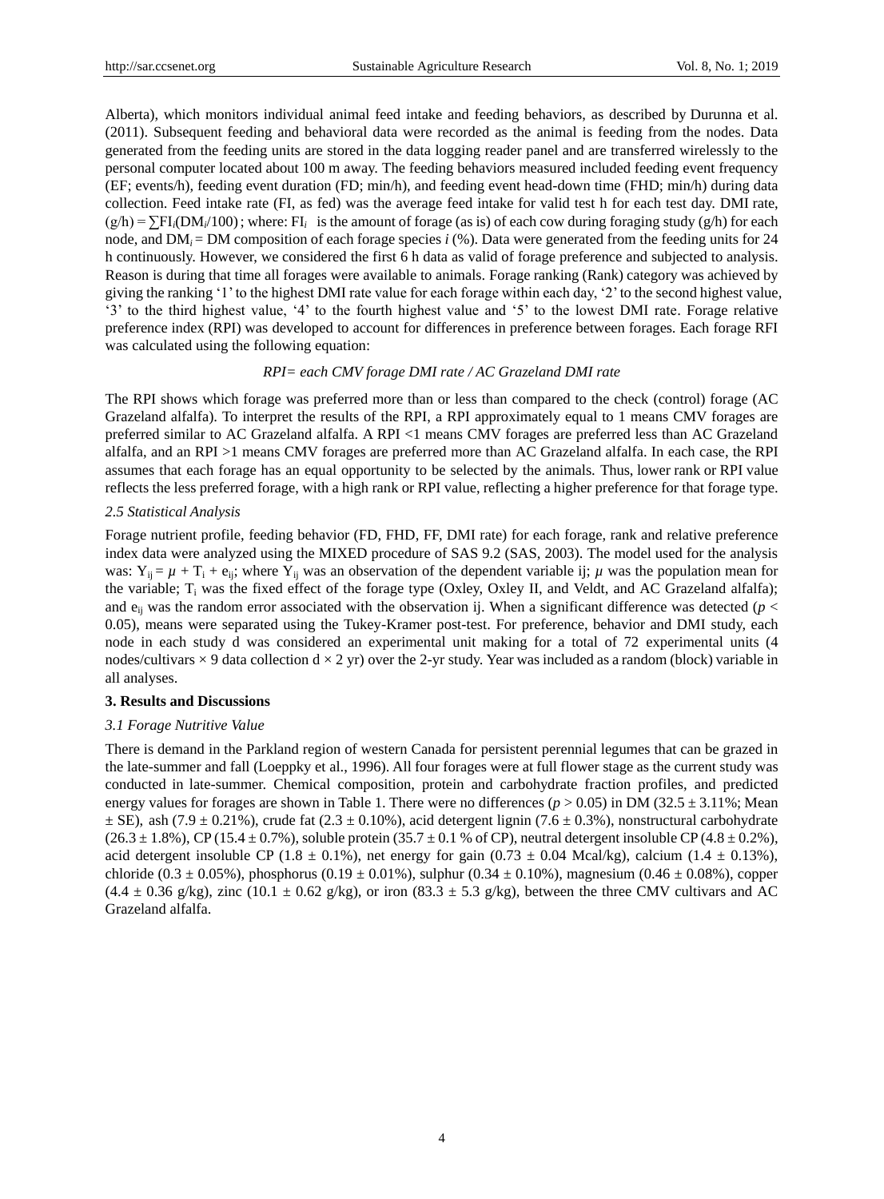Alberta), which monitors individual animal feed intake and feeding behaviors, as described by Durunna et al. (2011). Subsequent feeding and behavioral data were recorded as the animal is feeding from the nodes. Data generated from the feeding units are stored in the data logging reader panel and are transferred wirelessly to the personal computer located about 100 m away. The feeding behaviors measured included feeding event frequency (EF; events/h), feeding event duration (FD; min/h), and feeding event head-down time (FHD; min/h) during data collection. Feed intake rate (FI, as fed) was the average feed intake for valid test h for each test day. DMI rate, (g/h) = $\sum FI_i(DM_i/100)$; where: $FI_i$ is the amount of forage (as is) of each cow during foraging study (g/h) for each node, and $DM_i$ = DM composition of each forage species *i* (%). Data were generated from the feeding units for 24 h continuously. However, we considered the first 6 h data as valid of forage preference and subjected to analysis. Reason is during that time all forages were available to animals. Forage ranking (Rank) category was achieved by giving the ranking '1' to the highest DMI rate value for each forage within each day, '2' to the second highest value, '3' to the third highest value, '4' to the fourth highest value and '5' to the lowest DMI rate. Forage relative preference index (RPI) was developed to account for differences in preference between forages. Each forage RFI was calculated using the following equation:

*RPI= each CMV forage DMI rate / AC Grazeland DMI rate*

The RPI shows which forage was preferred more than or less than compared to the check (control) forage (AC Grazeland alfalfa). To interpret the results of the RPI, a RPI approximately equal to 1 means CMV forages are preferred similar to AC Grazeland alfalfa. A RPI <1 means CMV forages are preferred less than AC Grazeland alfalfa, and an RPI >1 means CMV forages are preferred more than AC Grazeland alfalfa. In each case, the RPI assumes that each forage has an equal opportunity to be selected by the animals. Thus, lower rank or RPI value reflects the less preferred forage, with a high rank or RPI value, reflecting a higher preference for that forage type.

### *2.5 Statistical Analysis*

Forage nutrient profile, feeding behavior (FD, FHD, FF, DMI rate) for each forage, rank and relative preference index data were analyzed using the MIXED procedure of SAS 9.2 (SAS, 2003). The model used for the analysis was: $Y_{ij} = \mu + T_i + e_{ij}$; where $Y_{ij}$ was an observation of the dependent variable ij; $\mu$ was the population mean for the variable; $T_i$ was the fixed effect of the forage type (Oxley, Oxley II, and Veldt, and AC Grazeland alfalfa); and $e_{ij}$ was the random error associated with the observation ij. When a significant difference was detected ($p < 0.05$), means were separated using the Tukey-Kramer post-test. For preference, behavior and DMI study, each node in each study d was considered an experimental unit making for a total of 72 experimental units (4 nodes/cultivars × 9 data collection d × 2 yr) over the 2-yr study. Year was included as a random (block) variable in all analyses.

## 3. Results and Discussions

### *3.1 Forage Nutritive Value*

There is demand in the Parkland region of western Canada for persistent perennial legumes that can be grazed in the late-summer and fall (Loeppky et al., 1996). All four forages were at full flower stage as the current study was conducted in late-summer. Chemical composition, protein and carbohydrate fraction profiles, and predicted energy values for forages are shown in Table 1. There were no differences ($p > 0.05$) in DM (32.5 ± 3.11%; Mean ± SE), ash (7.9 ± 0.21%), crude fat (2.3 ± 0.10%), acid detergent lignin (7.6 ± 0.3%), nonstructural carbohydrate (26.3 ± 1.8%), CP (15.4 ± 0.7%), soluble protein (35.7 ± 0.1 % of CP), neutral detergent insoluble CP (4.8 ± 0.2%), acid detergent insoluble CP (1.8 ± 0.1%), net energy for gain (0.73 ± 0.04 Mcal/kg), calcium (1.4 ± 0.13%), chloride (0.3 ± 0.05%), phosphorus (0.19 ± 0.01%), sulphur (0.34 ± 0.10%), magnesium (0.46 ± 0.08%), copper (4.4 ± 0.36 g/kg), zinc (10.1 ± 0.62 g/kg), or iron (83.3 ± 5.3 g/kg), between the three CMV cultivars and AC Grazeland alfalfa.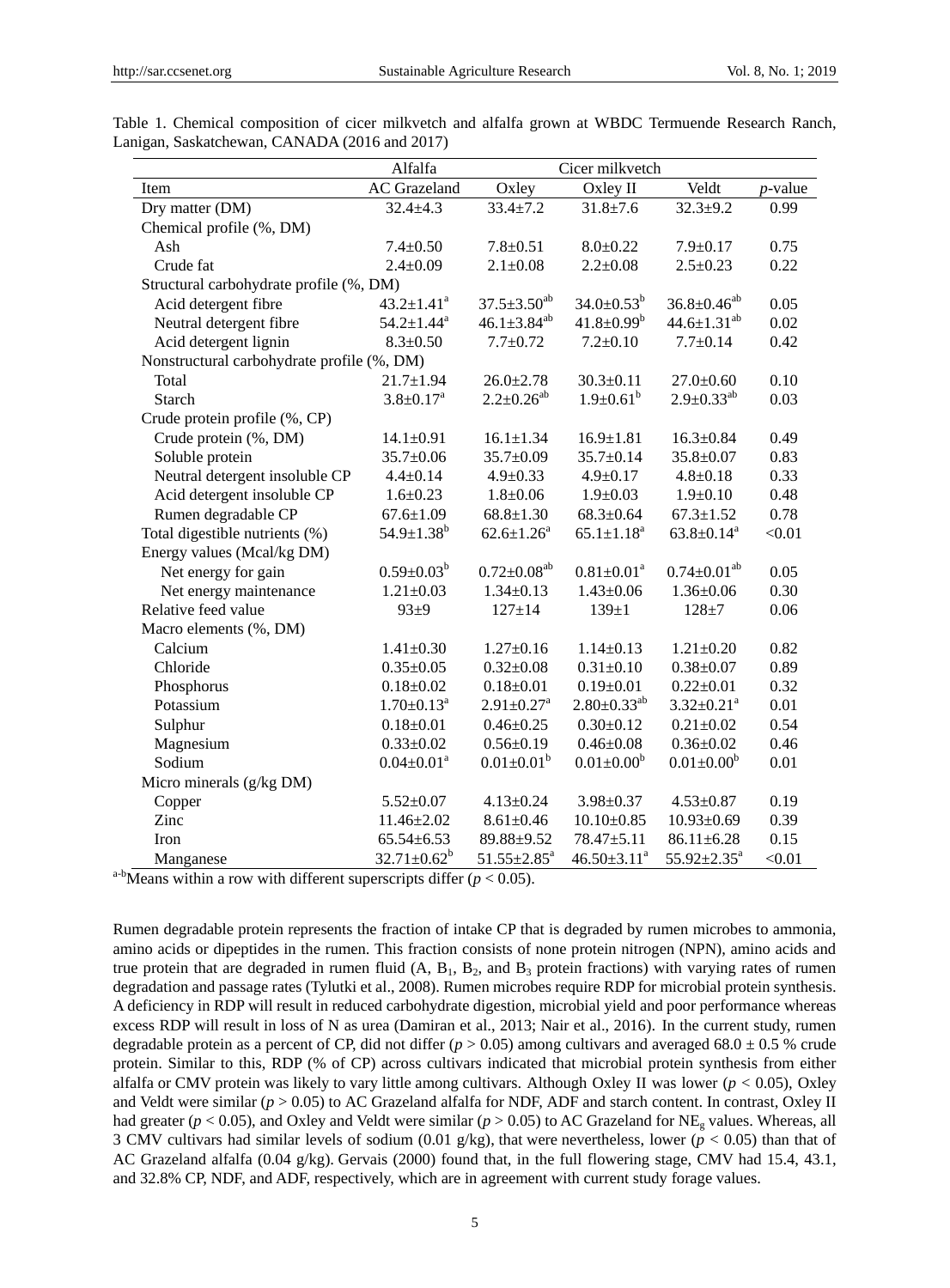Table 1. Chemical composition of cicer milkvetch and alfalfa grown at WBDC Termuende Research Ranch, Lanigan, Saskatchewan, CANADA (2016 and 2017)

| | Alfalfa | Cicer milkvetch | | | |
|---|---|---|---|---|---|
| Item | AC Grazeland | Oxley | Oxley II | Veldt | $p$-value |
| Dry matter (DM) | 32.4±4.3 | 33.4±7.2 | 31.8±7.6 | 32.3±9.2 | 0.99 |
| Chemical profile (%, DM) | | | | | |
| Ash | 7.4±0.50 | 7.8±0.51 | 8.0±0.22 | 7.9±0.17 | 0.75 |
| Crude fat | 2.4±0.09 | 2.1±0.08 | 2.2±0.08 | 2.5±0.23 | 0.22 |
| Structural carbohydrate profile (%, DM) | | | | | |
| Acid detergent fibre | 43.2±1.41$^{a}$ | 37.5±3.50$^{ab}$ | 34.0±0.53$^{b}$ | 36.8±0.46$^{ab}$ | 0.05 |
| Neutral detergent fibre | 54.2±1.44$^{a}$ | 46.1±3.84$^{ab}$ | 41.8±0.99$^{b}$ | 44.6±1.31$^{ab}$ | 0.02 |
| Acid detergent lignin | 8.3±0.50 | 7.7±0.72 | 7.2±0.10 | 7.7±0.14 | 0.42 |
| Nonstructural carbohydrate profile (%, DM) | | | | | |
| Total | 21.7±1.94 | 26.0±2.78 | 30.3±0.11 | 27.0±0.60 | 0.10 |
| Starch | 3.8±0.17$^{a}$ | 2.2±0.26$^{ab}$ | 1.9±0.61$^{b}$ | 2.9±0.33$^{ab}$ | 0.03 |
| Crude protein profile (%, CP) | | | | | |
| Crude protein (%, DM) | 14.1±0.91 | 16.1±1.34 | 16.9±1.81 | 16.3±0.84 | 0.49 |
| Soluble protein | 35.7±0.06 | 35.7±0.09 | 35.7±0.14 | 35.8±0.07 | 0.83 |
| Neutral detergent insoluble CP | 4.4±0.14 | 4.9±0.33 | 4.9±0.17 | 4.8±0.18 | 0.33 |
| Acid detergent insoluble CP | 1.6±0.23 | 1.8±0.06 | 1.9±0.03 | 1.9±0.10 | 0.48 |
| Rumen degradable CP | 67.6±1.09 | 68.8±1.30 | 68.3±0.64 | 67.3±1.52 | 0.78 |
| Total digestible nutrients (%) | 54.9±1.38$^{b}$ | 62.6±1.26$^{a}$ | 65.1±1.18$^{a}$ | 63.8±0.14$^{a}$ | <0.01 |
| Energy values (Mcal/kg DM) | | | | | |
| Net energy for gain | 0.59±0.03$^{b}$ | 0.72±0.08$^{ab}$ | 0.81±0.01$^{a}$ | 0.74±0.01$^{ab}$ | 0.05 |
| Net energy maintenance | 1.21±0.03 | 1.34±0.13 | 1.43±0.06 | 1.36±0.06 | 0.30 |
| Relative feed value | 93±9 | 127±14 | 139±1 | 128±7 | 0.06 |
| Macro elements (%, DM) | | | | | |
| Calcium | 1.41±0.30 | 1.27±0.16 | 1.14±0.13 | 1.21±0.20 | 0.82 |
| Chloride | 0.35±0.05 | 0.32±0.08 | 0.31±0.10 | 0.38±0.07 | 0.89 |
| Phosphorus | 0.18±0.02 | 0.18±0.01 | 0.19±0.01 | 0.22±0.01 | 0.32 |
| Potassium | 1.70±0.13$^{a}$ | 2.91±0.27$^{a}$ | 2.80±0.33$^{ab}$ | 3.32±0.21$^{a}$ | 0.01 |
| Sulphur | 0.18±0.01 | 0.46±0.25 | 0.30±0.12 | 0.21±0.02 | 0.54 |
| Magnesium | 0.33±0.02 | 0.56±0.19 | 0.46±0.08 | 0.36±0.02 | 0.46 |
| Sodium | 0.04±0.01$^{a}$ | 0.01±0.01$^{b}$ | 0.01±0.00$^{b}$ | 0.01±0.00$^{b}$ | 0.01 |
| Micro minerals (g/kg DM) | | | | | |
| Copper | 5.52±0.07 | 4.13±0.24 | 3.98±0.37 | 4.53±0.87 | 0.19 |
| Zinc | 11.46±2.02 | 8.61±0.46 | 10.10±0.85 | 10.93±0.69 | 0.39 |
| Iron | 65.54±6.53 | 89.88±9.52 | 78.47±5.11 | 86.11±6.28 | 0.15 |
| Manganese | 32.71±0.62$^{b}$ | 51.55±2.85$^{a}$ | 46.50±3.11$^{a}$ | 55.92±2.35$^{a}$ | <0.01 |

$^{a-b}$Means within a row with different superscripts differ ($p < 0.05$).

Rumen degradable protein represents the fraction of intake CP that is degraded by rumen microbes to ammonia, amino acids or dipeptides in the rumen. This fraction consists of none protein nitrogen (NPN), amino acids and true protein that are degraded in rumen fluid (A, $B_1$, $B_2$, and $B_3$ protein fractions) with varying rates of rumen degradation and passage rates (Tylutki et al., 2008). Rumen microbes require RDP for microbial protein synthesis. A deficiency in RDP will result in reduced carbohydrate digestion, microbial yield and poor performance whereas excess RDP will result in loss of N as urea (Damiran et al., 2013; Nair et al., 2016). In the current study, rumen degradable protein as a percent of CP, did not differ ($p > 0.05$) among cultivars and averaged 68.0 ± 0.5 % crude protein. Similar to this, RDP (% of CP) across cultivars indicated that microbial protein synthesis from either alfalfa or CMV protein was likely to vary little among cultivars. Although Oxley II was lower ($p < 0.05$), Oxley and Veldt were similar ($p > 0.05$) to AC Grazeland alfalfa for NDF, ADF and starch content. In contrast, Oxley II had greater ($p < 0.05$), and Oxley and Veldt were similar ($p > 0.05$) to AC Grazeland for $NE_g$ values. Whereas, all 3 CMV cultivars had similar levels of sodium (0.01 g/kg), that were nevertheless, lower ($p < 0.05$) than that of AC Grazeland alfalfa (0.04 g/kg). Gervais (2000) found that, in the full flowering stage, CMV had 15.4, 43.1, and 32.8% CP, NDF, and ADF, respectively, which are in agreement with current study forage values.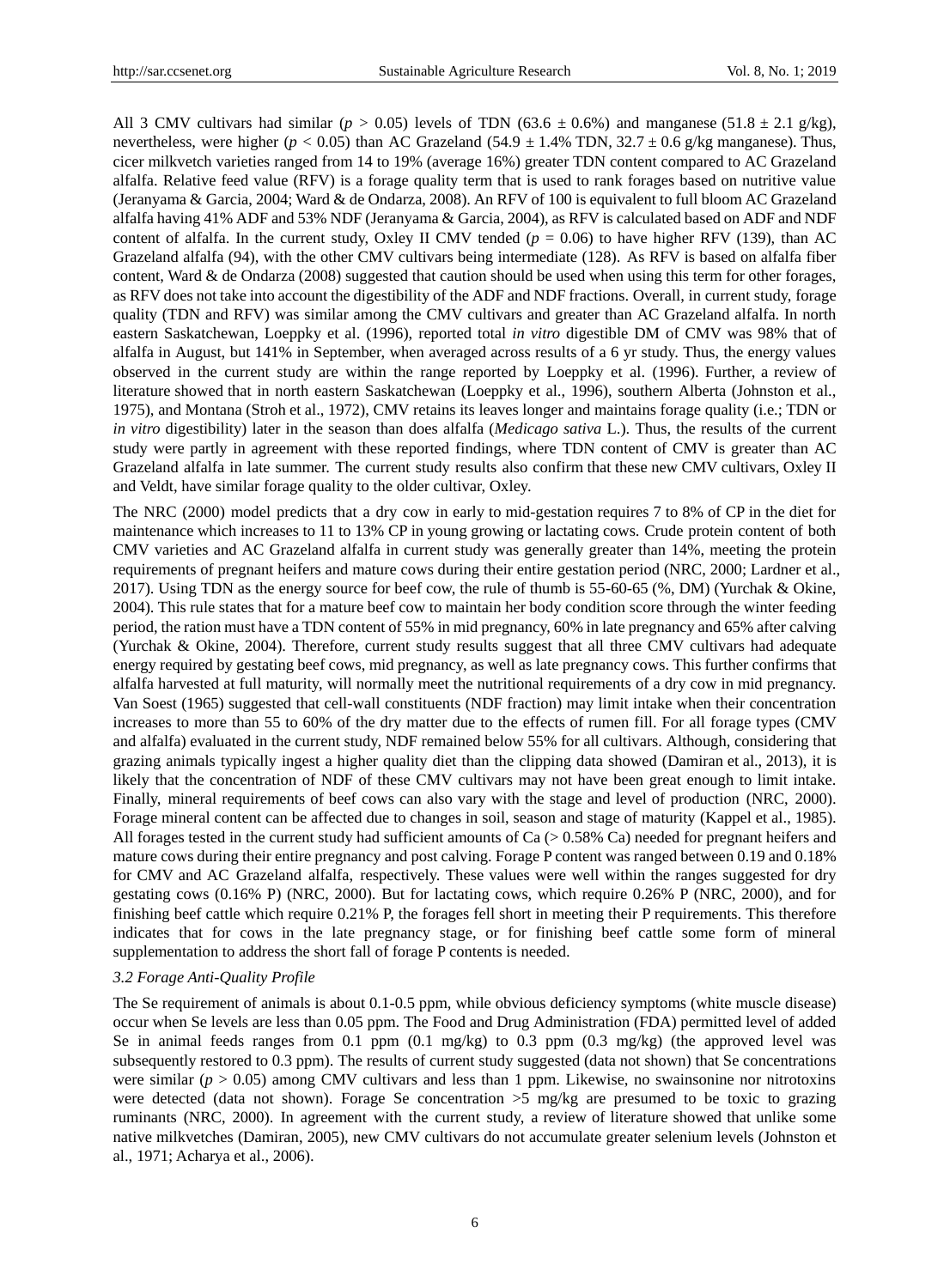All 3 CMV cultivars had similar ($p > 0.05$) levels of TDN ($63.6 \pm 0.6\%$) and manganese ($51.8 \pm 2.1$ g/kg), nevertheless, were higher ($p < 0.05$) than AC Grazeland ($54.9 \pm 1.4\%$ TDN, $32.7 \pm 0.6$ g/kg manganese). Thus, cicer milkvetch varieties ranged from 14 to 19% (average 16%) greater TDN content compared to AC Grazeland alfalfa. Relative feed value (RFV) is a forage quality term that is used to rank forages based on nutritive value (Jeranyama & Garcia, 2004; Ward & de Ondarza, 2008). An RFV of 100 is equivalent to full bloom AC Grazeland alfalfa having 41% ADF and 53% NDF (Jeranyama & Garcia, 2004), as RFV is calculated based on ADF and NDF content of alfalfa. In the current study, Oxley II CMV tended ($p = 0.06$) to have higher RFV (139), than AC Grazeland alfalfa (94), with the other CMV cultivars being intermediate (128). As RFV is based on alfalfa fiber content, Ward & de Ondarza (2008) suggested that caution should be used when using this term for other forages, as RFV does not take into account the digestibility of the ADF and NDF fractions. Overall, in current study, forage quality (TDN and RFV) was similar among the CMV cultivars and greater than AC Grazeland alfalfa. In north eastern Saskatchewan, Loeppky et al. (1996), reported total *in vitro* digestible DM of CMV was 98% that of alfalfa in August, but 141% in September, when averaged across results of a 6 yr study. Thus, the energy values observed in the current study are within the range reported by Loeppky et al. (1996). Further, a review of literature showed that in north eastern Saskatchewan (Loeppky et al., 1996), southern Alberta (Johnston et al., 1975), and Montana (Stroh et al., 1972), CMV retains its leaves longer and maintains forage quality (i.e.; TDN or *in vitro* digestibility) later in the season than does alfalfa (*Medicago sativa* L.). Thus, the results of the current study were partly in agreement with these reported findings, where TDN content of CMV is greater than AC Grazeland alfalfa in late summer. The current study results also confirm that these new CMV cultivars, Oxley II and Veldt, have similar forage quality to the older cultivar, Oxley.

The NRC (2000) model predicts that a dry cow in early to mid-gestation requires 7 to 8% of CP in the diet for maintenance which increases to 11 to 13% CP in young growing or lactating cows. Crude protein content of both CMV varieties and AC Grazeland alfalfa in current study was generally greater than 14%, meeting the protein requirements of pregnant heifers and mature cows during their entire gestation period (NRC, 2000; Lardner et al., 2017). Using TDN as the energy source for beef cow, the rule of thumb is 55-60-65 (%, DM) (Yurchak & Okine, 2004). This rule states that for a mature beef cow to maintain her body condition score through the winter feeding period, the ration must have a TDN content of 55% in mid pregnancy, 60% in late pregnancy and 65% after calving (Yurchak & Okine, 2004). Therefore, current study results suggest that all three CMV cultivars had adequate energy required by gestating beef cows, mid pregnancy, as well as late pregnancy cows. This further confirms that alfalfa harvested at full maturity, will normally meet the nutritional requirements of a dry cow in mid pregnancy. Van Soest (1965) suggested that cell-wall constituents (NDF fraction) may limit intake when their concentration increases to more than 55 to 60% of the dry matter due to the effects of rumen fill. For all forage types (CMV and alfalfa) evaluated in the current study, NDF remained below 55% for all cultivars. Although, considering that grazing animals typically ingest a higher quality diet than the clipping data showed (Damiran et al., 2013), it is likely that the concentration of NDF of these CMV cultivars may not have been great enough to limit intake. Finally, mineral requirements of beef cows can also vary with the stage and level of production (NRC, 2000). Forage mineral content can be affected due to changes in soil, season and stage of maturity (Kappel et al., 1985). All forages tested in the current study had sufficient amounts of Ca (> 0.58% Ca) needed for pregnant heifers and mature cows during their entire pregnancy and post calving. Forage P content was ranged between 0.19 and 0.18% for CMV and AC Grazeland alfalfa, respectively. These values were well within the ranges suggested for dry gestating cows (0.16% P) (NRC, 2000). But for lactating cows, which require 0.26% P (NRC, 2000), and for finishing beef cattle which require 0.21% P, the forages fell short in meeting their P requirements. This therefore indicates that for cows in the late pregnancy stage, or for finishing beef cattle some form of mineral supplementation to address the short fall of forage P contents is needed.

### 3.2 Forage Anti-Quality Profile

The Se requirement of animals is about 0.1-0.5 ppm, while obvious deficiency symptoms (white muscle disease) occur when Se levels are less than 0.05 ppm. The Food and Drug Administration (FDA) permitted level of added Se in animal feeds ranges from 0.1 ppm (0.1 mg/kg) to 0.3 ppm (0.3 mg/kg) (the approved level was subsequently restored to 0.3 ppm). The results of current study suggested (data not shown) that Se concentrations were similar ($p > 0.05$) among CMV cultivars and less than 1 ppm. Likewise, no swainsonine nor nitrotoxins were detected (data not shown). Forage Se concentration >5 mg/kg are presumed to be toxic to grazing ruminants (NRC, 2000). In agreement with the current study, a review of literature showed that unlike some native milkvetches (Damiran, 2005), new CMV cultivars do not accumulate greater selenium levels (Johnston et al., 1971; Acharya et al., 2006).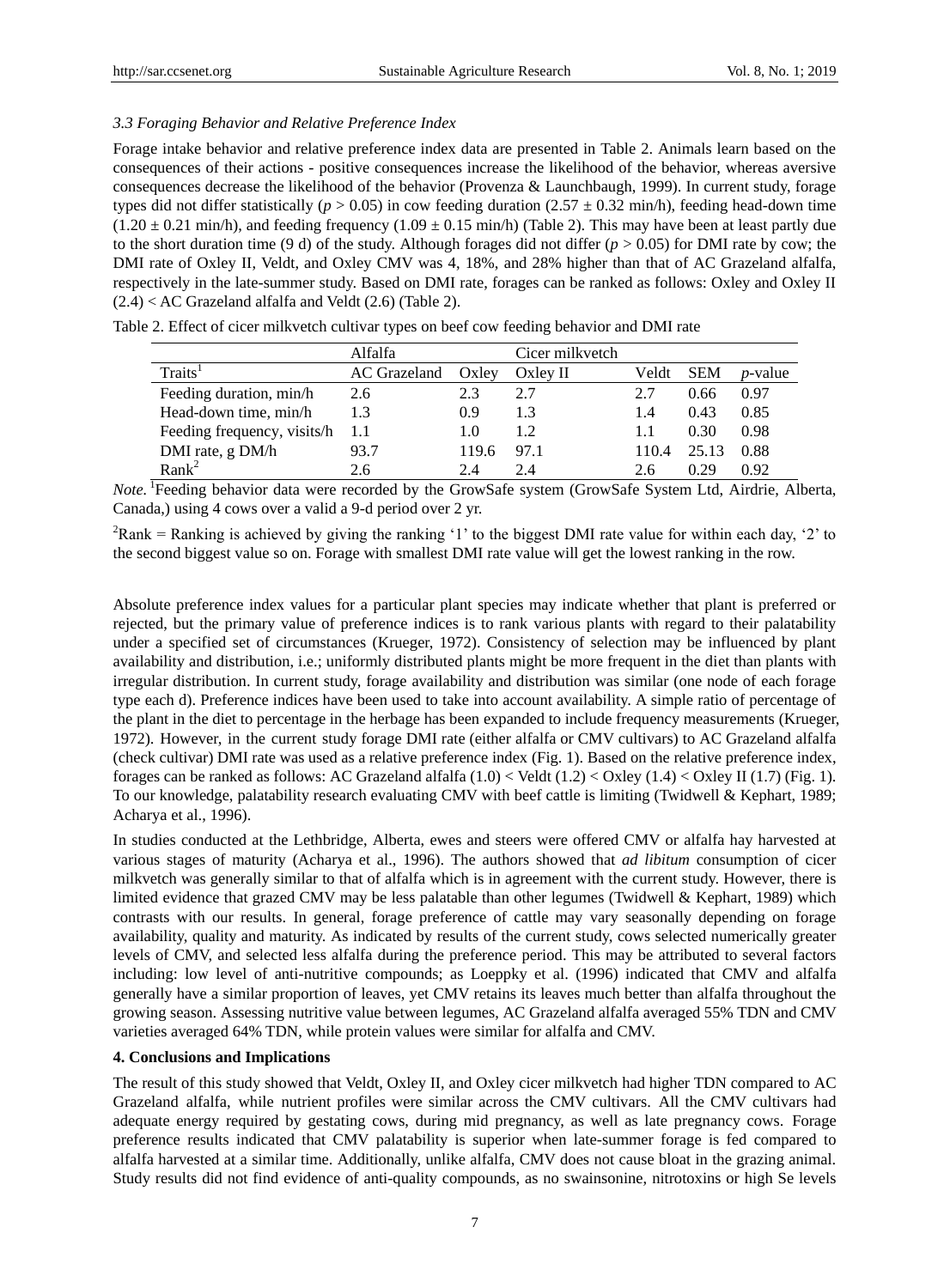### *3.3 Foraging Behavior and Relative Preference Index*

Forage intake behavior and relative preference index data are presented in Table 2. Animals learn based on the consequences of their actions - positive consequences increase the likelihood of the behavior, whereas aversive consequences decrease the likelihood of the behavior (Provenza & Launchbaugh, 1999). In current study, forage types did not differ statistically ($p > 0.05$) in cow feeding duration ($2.57 \pm 0.32$ min/h), feeding head-down time ($1.20 \pm 0.21$ min/h), and feeding frequency ($1.09 \pm 0.15$ min/h) (Table 2). This may have been at least partly due to the short duration time (9 d) of the study. Although forages did not differ ($p > 0.05$) for DMI rate by cow; the DMI rate of Oxley II, Veldt, and Oxley CMV was 4, 18%, and 28% higher than that of AC Grazeland alfalfa, respectively in the late-summer study. Based on DMI rate, forages can be ranked as follows: Oxley and Oxley II (2.4) < AC Grazeland alfalfa and Veldt (2.6) (Table 2).

Table 2. Effect of cicer milkvetch cultivar types on beef cow feeding behavior and DMI rate

| | Alfalfa | Cicer milkvetch | | | | |
|---|---|---|---|---|---|---|
| Traits[1] | AC Grazeland | Oxley | Oxley II | Veldt | SEM | *p*-value |
| Feeding duration, min/h | 2.6 | 2.3 | 2.7 | 2.7 | 0.66 | 0.97 |
| Head-down time, min/h | 1.3 | 0.9 | 1.3 | 1.4 | 0.43 | 0.85 |
| Feeding frequency, visits/h | 1.1 | 1.0 | 1.2 | 1.1 | 0.30 | 0.98 |
| DMI rate, g DM/h | 93.7 | 119.6 | 97.1 | 110.4 | 25.13 | 0.88 |
| Rank[2] | 2.6 | 2.4 | 2.4 | 2.6 | 0.29 | 0.92 |

*Note.* [1]Feeding behavior data were recorded by the GrowSafe system (GrowSafe System Ltd, Airdrie, Alberta, Canada,) using 4 cows over a valid a 9-d period over 2 yr.

[2]Rank = Ranking is achieved by giving the ranking '1' to the biggest DMI rate value for within each day, '2' to the second biggest value so on. Forage with smallest DMI rate value will get the lowest ranking in the row.

Absolute preference index values for a particular plant species may indicate whether that plant is preferred or rejected, but the primary value of preference indices is to rank various plants with regard to their palatability under a specified set of circumstances (Krueger, 1972). Consistency of selection may be influenced by plant availability and distribution, i.e.; uniformly distributed plants might be more frequent in the diet than plants with irregular distribution. In current study, forage availability and distribution was similar (one node of each forage type each d). Preference indices have been used to take into account availability. A simple ratio of percentage of the plant in the diet to percentage in the herbage has been expanded to include frequency measurements (Krueger, 1972). However, in the current study forage DMI rate (either alfalfa or CMV cultivars) to AC Grazeland alfalfa (check cultivar) DMI rate was used as a relative preference index (Fig. 1). Based on the relative preference index, forages can be ranked as follows: AC Grazeland alfalfa (1.0) < Veldt (1.2) < Oxley (1.4) < Oxley II (1.7) (Fig. 1). To our knowledge, palatability research evaluating CMV with beef cattle is limiting (Twidwell & Kephart, 1989; Acharya et al., 1996).

In studies conducted at the Lethbridge, Alberta, ewes and steers were offered CMV or alfalfa hay harvested at various stages of maturity (Acharya et al., 1996). The authors showed that *ad libitum* consumption of cicer milkvetch was generally similar to that of alfalfa which is in agreement with the current study. However, there is limited evidence that grazed CMV may be less palatable than other legumes (Twidwell & Kephart, 1989) which contrasts with our results. In general, forage preference of cattle may vary seasonally depending on forage availability, quality and maturity. As indicated by results of the current study, cows selected numerically greater levels of CMV, and selected less alfalfa during the preference period. This may be attributed to several factors including: low level of anti-nutritive compounds; as Loeppky et al. (1996) indicated that CMV and alfalfa generally have a similar proportion of leaves, yet CMV retains its leaves much better than alfalfa throughout the growing season. Assessing nutritive value between legumes, AC Grazeland alfalfa averaged 55% TDN and CMV varieties averaged 64% TDN, while protein values were similar for alfalfa and CMV.

## 4. Conclusions and Implications

The result of this study showed that Veldt, Oxley II, and Oxley cicer milkvetch had higher TDN compared to AC Grazeland alfalfa, while nutrient profiles were similar across the CMV cultivars. All the CMV cultivars had adequate energy required by gestating cows, during mid pregnancy, as well as late pregnancy cows. Forage preference results indicated that CMV palatability is superior when late-summer forage is fed compared to alfalfa harvested at a similar time. Additionally, unlike alfalfa, CMV does not cause bloat in the grazing animal. Study results did not find evidence of anti-quality compounds, as no swainsonine, nitrotoxins or high Se levels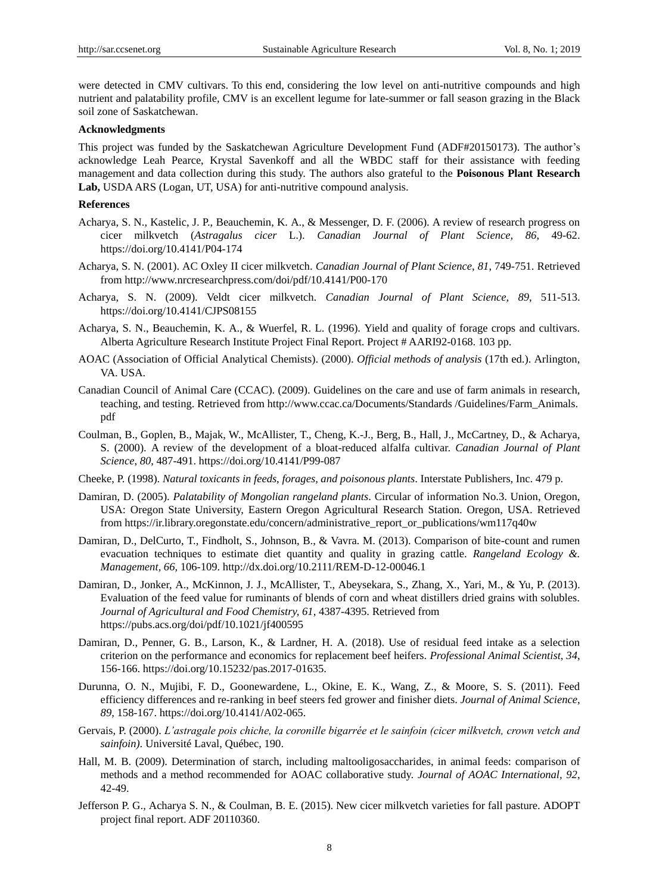were detected in CMV cultivars. To this end, considering the low level on anti-nutritive compounds and high nutrient and palatability profile, CMV is an excellent legume for late-summer or fall season grazing in the Black soil zone of Saskatchewan.

## Acknowledgments

This project was funded by the Saskatchewan Agriculture Development Fund (ADF#20150173). The author's acknowledge Leah Pearce, Krystal Savenkoff and all the WBDC staff for their assistance with feeding management and data collection during this study. The authors also grateful to the **Poisonous Plant Research Lab,** USDA ARS (Logan, UT, USA) for anti-nutritive compound analysis.

## References

Acharya, S. N., Kastelic, J. P., Beauchemin, K. A., & Messenger, D. F. (2006). A review of research progress on cicer milkvetch (*Astragalus cicer* L.). *Canadian Journal of Plant Science, 86*, 49-62. https://doi.org/10.4141/P04-174

Acharya, S. N. (2001). AC Oxley II cicer milkvetch. *Canadian Journal of Plant Science, 81*, 749-751. Retrieved from http://www.nrcresearchpress.com/doi/pdf/10.4141/P00-170

Acharya, S. N. (2009). Veldt cicer milkvetch. *Canadian Journal of Plant Science, 89*, 511-513. https://doi.org/10.4141/CJPS08155

Acharya, S. N., Beauchemin, K. A., & Wuerfel, R. L. (1996). Yield and quality of forage crops and cultivars. Alberta Agriculture Research Institute Project Final Report. Project # AARI92-0168. 103 pp.

AOAC (Association of Official Analytical Chemists). (2000). *Official methods of analysis* (17th ed.). Arlington, VA. USA.

Canadian Council of Animal Care (CCAC). (2009). Guidelines on the care and use of farm animals in research, teaching, and testing. Retrieved from http://www.ccac.ca/Documents/Standards /Guidelines/Farm_Animals. pdf

Coulman, B., Goplen, B., Majak, W., McAllister, T., Cheng, K.-J., Berg, B., Hall, J., McCartney, D., & Acharya, S. (2000). A review of the development of a bloat-reduced alfalfa cultivar. *Canadian Journal of Plant Science*, *80*, 487-491. https://doi.org/10.4141/P99-087

Cheeke, P. (1998). *Natural toxicants in feeds, forages, and poisonous plants*. Interstate Publishers, Inc. 479 p.

Damiran, D. (2005). *Palatability of Mongolian rangeland plants*. Circular of information No.3. Union, Oregon, USA: Oregon State University, Eastern Oregon Agricultural Research Station. Oregon, USA. Retrieved from https://ir.library.oregonstate.edu/concern/administrative_report_or_publications/wm117q40w

Damiran, D., DelCurto, T., Findholt, S., Johnson, B., & Vavra. M. (2013). Comparison of bite-count and rumen evacuation techniques to estimate diet quantity and quality in grazing cattle. *Rangeland Ecology &. Management, 66*, 106-109. http://dx.doi.org/10.2111/REM-D-12-00046.1

Damiran, D., Jonker, A., McKinnon, J. J., McAllister, T., Abeysekara, S., Zhang, X., Yari, M., & Yu, P. (2013). Evaluation of the feed value for ruminants of blends of corn and wheat distillers dried grains with solubles. *Journal of Agricultural and Food Chemistry, 61*, 4387-4395. Retrieved from https://pubs.acs.org/doi/pdf/10.1021/jf400595

Damiran, D., Penner, G. B., Larson, K., & Lardner, H. A. (2018). Use of residual feed intake as a selection criterion on the performance and economics for replacement beef heifers. *Professional Animal Scientist, 34*, 156-166. https://doi.org/10.15232/pas.2017-01635.

Durunna, O. N., Mujibi, F. D., Goonewardene, L., Okine, E. K., Wang, Z., & Moore, S. S. (2011). Feed efficiency differences and re-ranking in beef steers fed grower and finisher diets. *Journal of Animal Science*, *89*, 158-167. https://doi.org/10.4141/A02-065.

Gervais, P. (2000). *L'astragale pois chiche, la coronille bigarrée et le sainfoin (cicer milkvetch, crown vetch and sainfoin)*. Université Laval, Québec, 190.

Hall, M. B. (2009). Determination of starch, including maltooligosaccharides, in animal feeds: comparison of methods and a method recommended for AOAC collaborative study. *Journal of AOAC International, 92*, 42-49.

Jefferson P. G., Acharya S. N., & Coulman, B. E. (2015). New cicer milkvetch varieties for fall pasture. ADOPT project final report. ADF 20110360.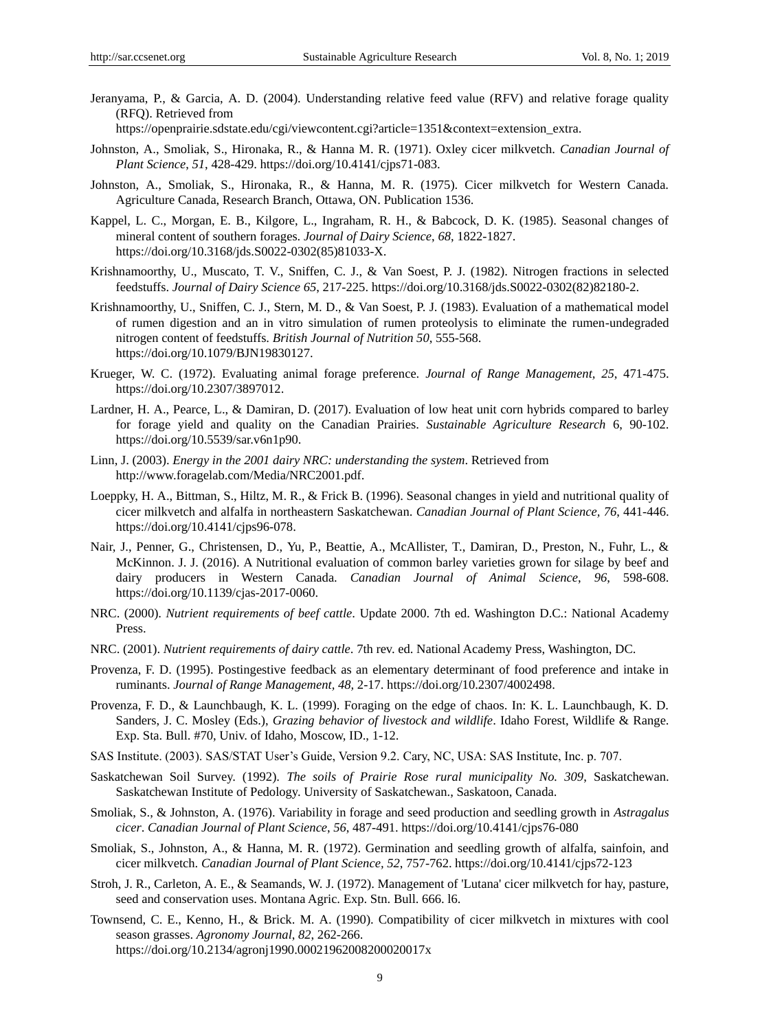Jeranyama, P., & Garcia, A. D. (2004). Understanding relative feed value (RFV) and relative forage quality (RFQ). Retrieved from https://openprairie.sdstate.edu/cgi/viewcontent.cgi?article=1351&context=extension_extra.

Johnston, A., Smoliak, S., Hironaka, R., & Hanna M. R. (1971). Oxley cicer milkvetch. *Canadian Journal of Plant Science*, *51*, 428-429. https://doi.org/10.4141/cjps71-083.

Johnston, A., Smoliak, S., Hironaka, R., & Hanna, M. R. (1975). Cicer milkvetch for Western Canada. Agriculture Canada, Research Branch, Ottawa, ON. Publication 1536.

Kappel, L. C., Morgan, E. B., Kilgore, L., Ingraham, R. H., & Babcock, D. K. (1985). Seasonal changes of mineral content of southern forages. *Journal of Dairy Science*, *68*, 1822-1827. https://doi.org/10.3168/jds.S0022-0302(85)81033-X.

Krishnamoorthy, U., Muscato, T. V., Sniffen, C. J., & Van Soest, P. J. (1982). Nitrogen fractions in selected feedstuffs. *Journal of Dairy Science 65*, 217-225. https://doi.org/10.3168/jds.S0022-0302(82)82180-2.

Krishnamoorthy, U., Sniffen, C. J., Stern, M. D., & Van Soest, P. J. (1983). Evaluation of a mathematical model of rumen digestion and an in vitro simulation of rumen proteolysis to eliminate the rumen-undegraded nitrogen content of feedstuffs. *British Journal of Nutrition 50*, 555-568. https://doi.org/10.1079/BJN19830127.

Krueger, W. C. (1972). Evaluating animal forage preference. *Journal of Range Management, 25*, 471-475. https://doi.org/10.2307/3897012.

Lardner, H. A., Pearce, L., & Damiran, D. (2017). Evaluation of low heat unit corn hybrids compared to barley for forage yield and quality on the Canadian Prairies. *Sustainable Agriculture Research* 6, 90-102. https://doi.org/10.5539/sar.v6n1p90.

Linn, J. (2003). *Energy in the 2001 dairy NRC: understanding the system*. Retrieved from http://www.foragelab.com/Media/NRC2001.pdf.

Loeppky, H. A., Bittman, S., Hiltz, M. R., & Frick B. (1996). Seasonal changes in yield and nutritional quality of cicer milkvetch and alfalfa in northeastern Saskatchewan. *Canadian Journal of Plant Science, 76*, 441-446. https://doi.org/10.4141/cjps96-078.

Nair, J., Penner, G., Christensen, D., Yu, P., Beattie, A., McAllister, T., Damiran, D., Preston, N., Fuhr, L., & McKinnon. J. J. (2016). A Nutritional evaluation of common barley varieties grown for silage by beef and dairy producers in Western Canada. *Canadian Journal of Animal Science*, *96*, 598-608. https://doi.org/10.1139/cjas-2017-0060.

NRC. (2000). *Nutrient requirements of beef cattle*. Update 2000. 7th ed. Washington D.C.: National Academy Press.

NRC. (2001). *Nutrient requirements of dairy cattle*. 7th rev. ed. National Academy Press, Washington, DC.

Provenza, F. D. (1995). Postingestive feedback as an elementary determinant of food preference and intake in ruminants. *Journal of Range Management, 48,* 2-17. https://doi.org/10.2307/4002498.

Provenza, F. D., & Launchbaugh, K. L. (1999). Foraging on the edge of chaos. In: K. L. Launchbaugh, K. D. Sanders, J. C. Mosley (Eds.), *Grazing behavior of livestock and wildlife*. Idaho Forest, Wildlife & Range. Exp. Sta. Bull. #70, Univ. of Idaho, Moscow, ID., 1-12.

SAS Institute. (2003). SAS/STAT User's Guide, Version 9.2. Cary, NC, USA: SAS Institute, Inc. p. 707.

Saskatchewan Soil Survey. (1992). *The soils of Prairie Rose rural municipality No. 309*, Saskatchewan. Saskatchewan Institute of Pedology. University of Saskatchewan., Saskatoon, Canada.

Smoliak, S., & Johnston, A. (1976). Variability in forage and seed production and seedling growth in *Astragalus cicer*. *Canadian Journal of Plant Science*, *56*, 487-491. https://doi.org/10.4141/cjps76-080

Smoliak, S., Johnston, A., & Hanna, M. R. (1972). Germination and seedling growth of alfalfa, sainfoin, and cicer milkvetch. *Canadian Journal of Plant Science*, *52*, 757-762. https://doi.org/10.4141/cjps72-123

Stroh, J. R., Carleton, A. E., & Seamands, W. J. (1972). Management of 'Lutana' cicer milkvetch for hay, pasture, seed and conservation uses. Montana Agric. Exp. Stn. Bull. 666. l6.

Townsend, C. E., Kenno, H., & Brick. M. A. (1990). Compatibility of cicer milkvetch in mixtures with cool season grasses. *Agronomy Journal*, *82*, 262-266. https://doi.org/10.2134/agronj1990.00021962008200020017x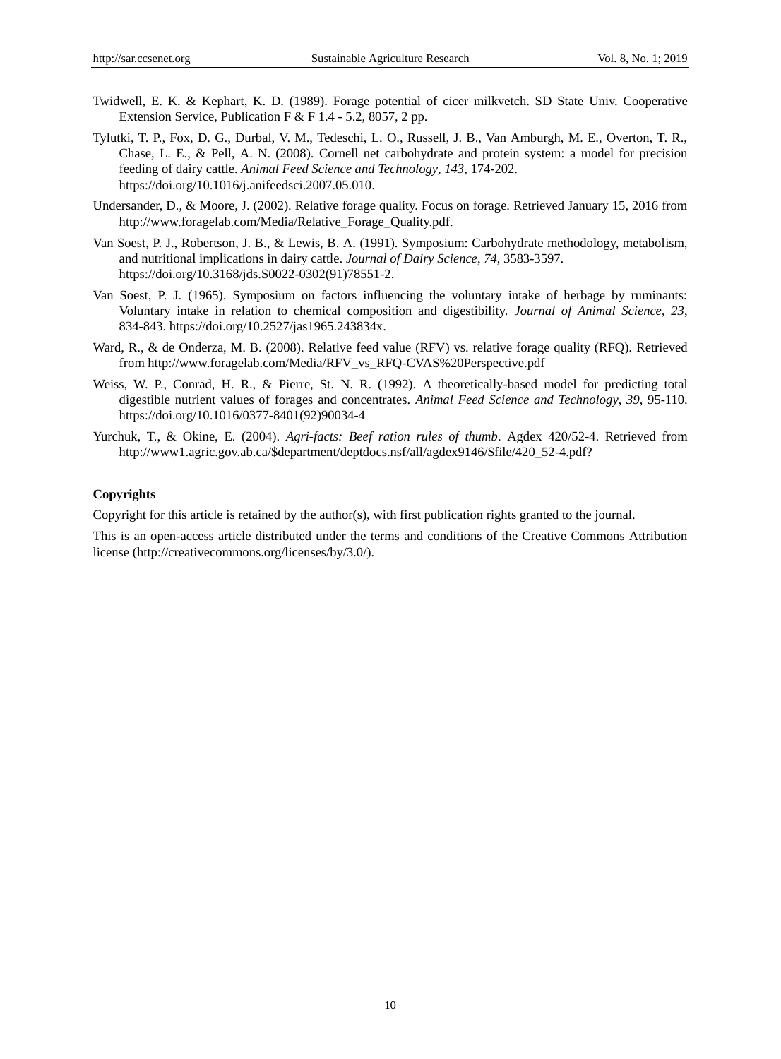Twidwell, E. K. & Kephart, K. D. (1989). Forage potential of cicer milkvetch. SD State Univ. Cooperative Extension Service, Publication F & F 1.4 - 5.2, 8057, 2 pp.

Tylutki, T. P., Fox, D. G., Durbal, V. M., Tedeschi, L. O., Russell, J. B., Van Amburgh, M. E., Overton, T. R., Chase, L. E., & Pell, A. N. (2008). Cornell net carbohydrate and protein system: a model for precision feeding of dairy cattle. *Animal Feed Science and Technology*, *143*, 174-202. https://doi.org/10.1016/j.anifeedsci.2007.05.010.

Undersander, D., & Moore, J. (2002). Relative forage quality. Focus on forage. Retrieved January 15, 2016 from http://www.foragelab.com/Media/Relative_Forage_Quality.pdf.

Van Soest, P. J., Robertson, J. B., & Lewis, B. A. (1991). Symposium: Carbohydrate methodology, metabolism, and nutritional implications in dairy cattle. *Journal of Dairy Science*, *74*, 3583-3597. https://doi.org/10.3168/jds.S0022-0302(91)78551-2.

Van Soest, P. J. (1965). Symposium on factors influencing the voluntary intake of herbage by ruminants: Voluntary intake in relation to chemical composition and digestibility. *Journal of Animal Science*, *23*, 834-843. https://doi.org/10.2527/jas1965.243834x.

Ward, R., & de Onderza, M. B. (2008). Relative feed value (RFV) vs. relative forage quality (RFQ). Retrieved from http://www.foragelab.com/Media/RFV_vs_RFQ-CVAS%20Perspective.pdf

Weiss, W. P., Conrad, H. R., & Pierre, St. N. R. (1992). A theoretically-based model for predicting total digestible nutrient values of forages and concentrates. *Animal Feed Science and Technology*, *39*, 95-110. https://doi.org/10.1016/0377-8401(92)90034-4

Yurchuk, T., & Okine, E. (2004). *Agri-facts: Beef ration rules of thumb*. Agdex 420/52-4. Retrieved from http://www1.agric.gov.ab.ca/$department/deptdocs.nsf/all/agdex9146/$file/420_52-4.pdf?

**Copyrights**

Copyright for this article is retained by the author(s), with first publication rights granted to the journal.

This is an open-access article distributed under the terms and conditions of the Creative Commons Attribution license (http://creativecommons.org/licenses/by/3.0/).